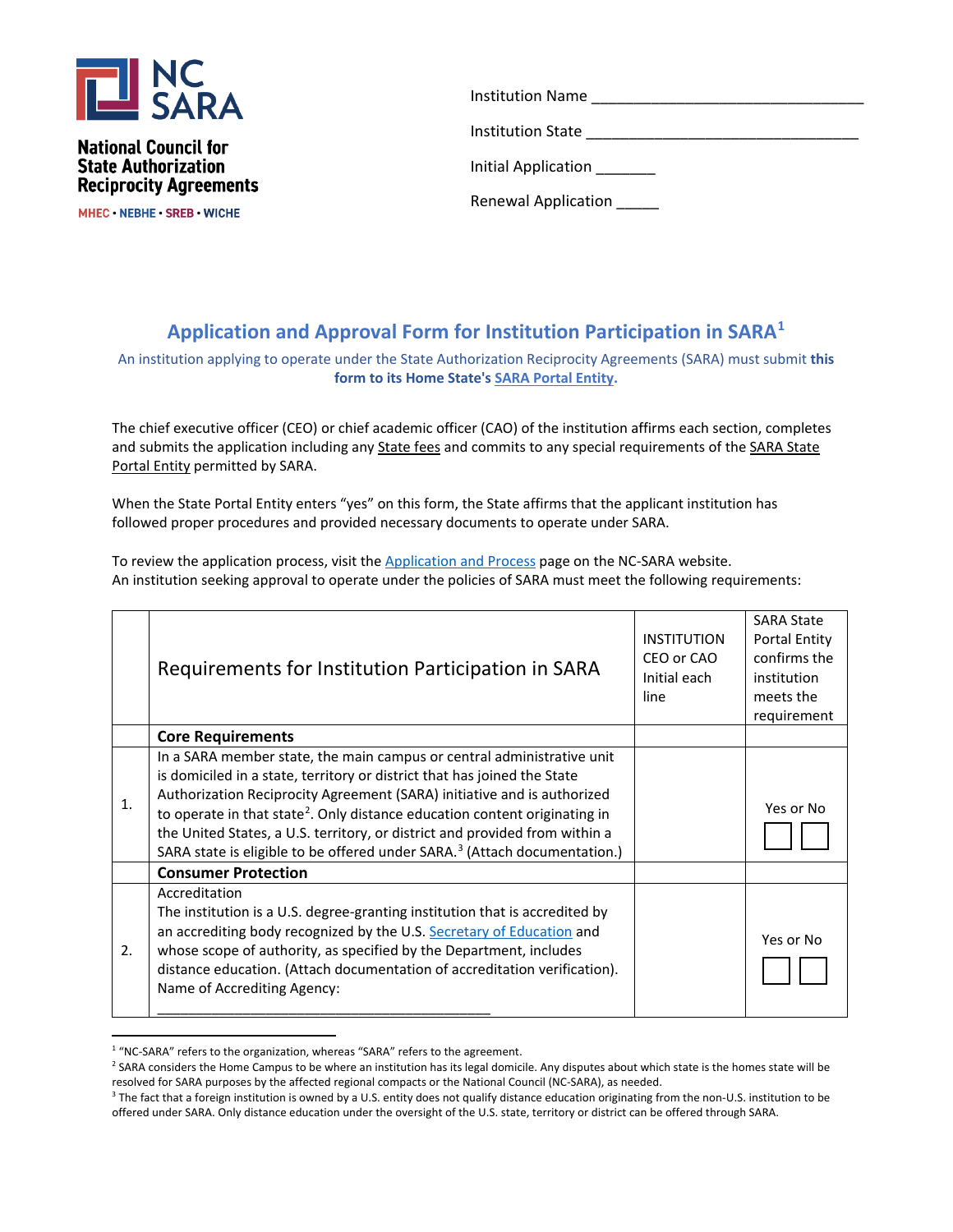NC SARA

**National Council for State Authorization Reciprocity Agreements**

MHEC • NEBHE • SREB • WICHE

Institution Name ________________________________

Institution State ________________________________

Initial Application _______

Renewal Application _____

## Application and Approval Form for Institution Participation in SARA[1]

An institution applying to operate under the State Authorization Reciprocity Agreements (SARA) must submit **this form to its Home State's SARA Portal Entity.**

The chief executive officer (CEO) or chief academic officer (CAO) of the institution affirms each section, completes and submits the application including any State fees and commits to any special requirements of the SARA State Portal Entity permitted by SARA.

When the State Portal Entity enters "yes" on this form, the State affirms that the applicant institution has followed proper procedures and provided necessary documents to operate under SARA.

To review the application process, visit the Application and Process page on the NC-SARA website.
An institution seeking approval to operate under the policies of SARA must meet the following requirements:

| | Requirements for Institution Participation in SARA | INSTITUTION CEO or CAO Initial each line | SARA State Portal Entity confirms the institution meets the requirement |
|---|---|---|---|
| | **Core Requirements** | | |
| 1. | In a SARA member state, the main campus or central administrative unit is domiciled in a state, territory or district that has joined the State Authorization Reciprocity Agreement (SARA) initiative and is authorized to operate in that state[2]. Only distance education content originating in the United States, a U.S. territory, or district and provided from within a SARA state is eligible to be offered under SARA.[3] (Attach documentation.) | | Yes or No ☐ ☐ |
| | **Consumer Protection** | | |
| 2. | Accreditation<br>The institution is a U.S. degree-granting institution that is accredited by an accrediting body recognized by the U.S. Secretary of Education and whose scope of authority, as specified by the Department, includes distance education. (Attach documentation of accreditation verification).<br>Name of Accrediting Agency:<br>_______________________________________ | | Yes or No ☐ ☐ |

[1] "NC-SARA" refers to the organization, whereas "SARA" refers to the agreement.

[2] SARA considers the Home Campus to be where an institution has its legal domicile. Any disputes about which state is the homes state will be resolved for SARA purposes by the affected regional compacts or the National Council (NC-SARA), as needed.

[3] The fact that a foreign institution is owned by a U.S. entity does not qualify distance education originating from the non-U.S. institution to be offered under SARA. Only distance education under the oversight of the U.S. state, territory or district can be offered through SARA.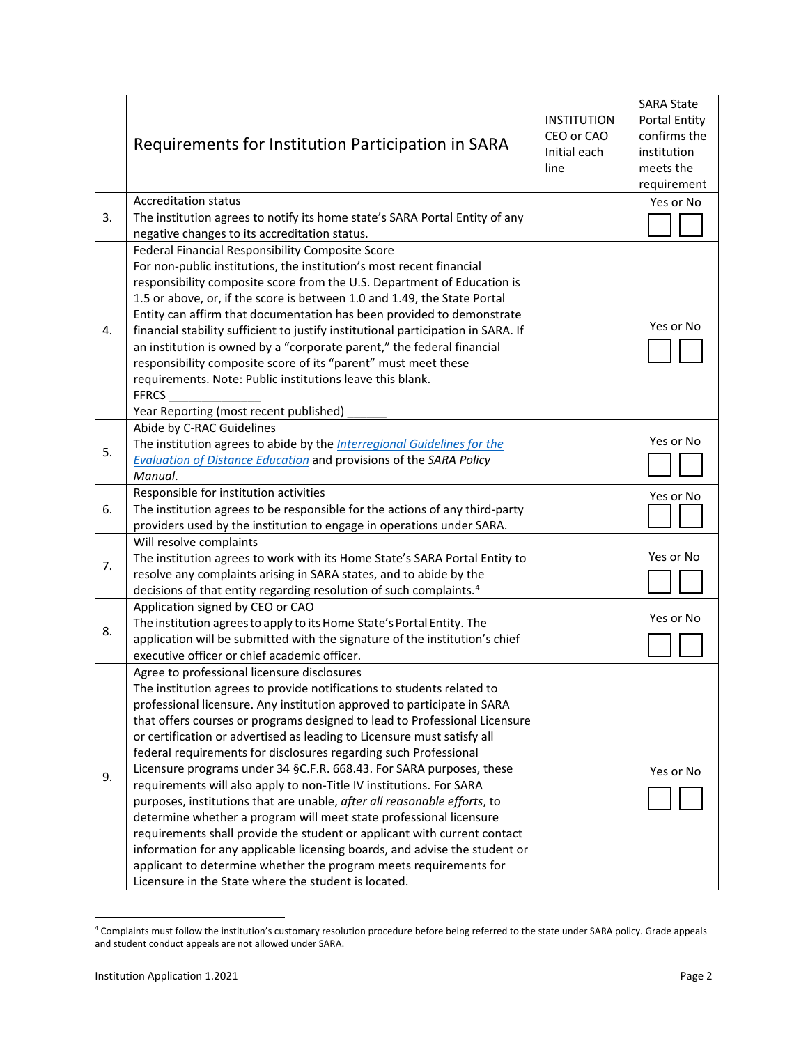| | Requirements for Institution Participation in SARA | INSTITUTION CEO or CAO Initial each line | SARA State Portal Entity confirms the institution meets the requirement |
|---|---|---|---|
| 3. | Accreditation status<br>The institution agrees to notify its home state's SARA Portal Entity of any negative changes to its accreditation status. | | Yes or No<br>☐ ☐ |
| 4. | Federal Financial Responsibility Composite Score<br>For non-public institutions, the institution's most recent financial responsibility composite score from the U.S. Department of Education is 1.5 or above, or, if the score is between 1.0 and 1.49, the State Portal Entity can affirm that documentation has been provided to demonstrate financial stability sufficient to justify institutional participation in SARA. If an institution is owned by a "corporate parent," the federal financial responsibility composite score of its "parent" must meet these requirements. Note: Public institutions leave this blank.<br>FFRCS ______________<br>Year Reporting (most recent published) ______ | | Yes or No<br>☐ ☐ |
| 5. | Abide by C-RAC Guidelines<br>The institution agrees to abide by the *Interregional Guidelines for the Evaluation of Distance Education* and provisions of the *SARA Policy Manual*. | | Yes or No<br>☐ ☐ |
| 6. | Responsible for institution activities<br>The institution agrees to be responsible for the actions of any third-party providers used by the institution to engage in operations under SARA. | | Yes or No<br>☐ ☐ |
| 7. | Will resolve complaints<br>The institution agrees to work with its Home State's SARA Portal Entity to resolve any complaints arising in SARA states, and to abide by the decisions of that entity regarding resolution of such complaints.[4] | | Yes or No<br>☐ ☐ |
| 8. | Application signed by CEO or CAO<br>The institution agrees to apply to its Home State's Portal Entity. The application will be submitted with the signature of the institution's chief executive officer or chief academic officer. | | Yes or No<br>☐ ☐ |
| 9. | Agree to professional licensure disclosures<br>The institution agrees to provide notifications to students related to professional licensure. Any institution approved to participate in SARA that offers courses or programs designed to lead to Professional Licensure or certification or advertised as leading to Licensure must satisfy all federal requirements for disclosures regarding such Professional Licensure programs under 34 §C.F.R. 668.43. For SARA purposes, these requirements will also apply to non-Title IV institutions. For SARA purposes, institutions that are unable, *after all reasonable efforts*, to determine whether a program will meet state professional licensure requirements shall provide the student or applicant with current contact information for any applicable licensing boards, and advise the student or applicant to determine whether the program meets requirements for Licensure in the State where the student is located. | | Yes or No<br>☐ ☐ |

[4] Complaints must follow the institution's customary resolution procedure before being referred to the state under SARA policy. Grade appeals and student conduct appeals are not allowed under SARA.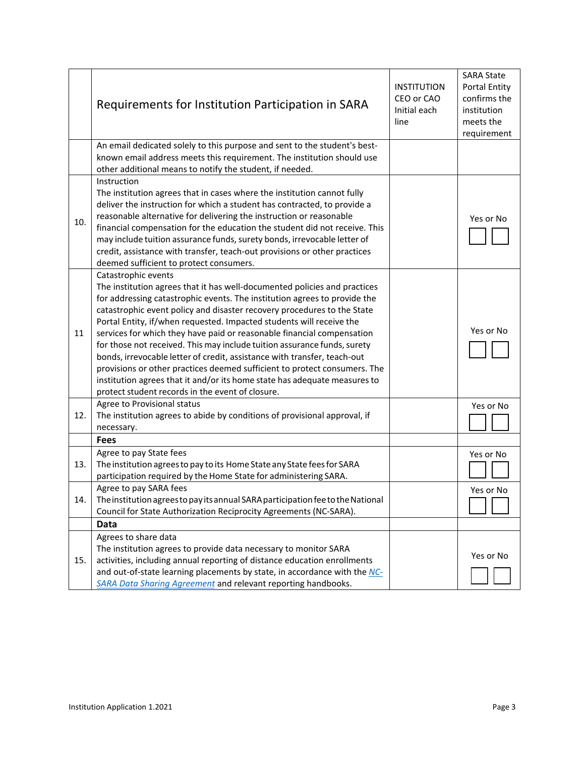| | Requirements for Institution Participation in SARA | INSTITUTION CEO or CAO Initial each line | SARA State Portal Entity confirms the institution meets the requirement |
|---|---|---|---|
| | An email dedicated solely to this purpose and sent to the student's best-known email address meets this requirement. The institution should use other additional means to notify the student, if needed. | | |
| 10. | Instruction<br>The institution agrees that in cases where the institution cannot fully deliver the instruction for which a student has contracted, to provide a reasonable alternative for delivering the instruction or reasonable financial compensation for the education the student did not receive. This may include tuition assurance funds, surety bonds, irrevocable letter of credit, assistance with transfer, teach-out provisions or other practices deemed sufficient to protect consumers. | | Yes or No<br>☐ ☐ |
| 11 | Catastrophic events<br>The institution agrees that it has well-documented policies and practices for addressing catastrophic events. The institution agrees to provide the catastrophic event policy and disaster recovery procedures to the State Portal Entity, if/when requested. Impacted students will receive the services for which they have paid or reasonable financial compensation for those not received. This may include tuition assurance funds, surety bonds, irrevocable letter of credit, assistance with transfer, teach-out provisions or other practices deemed sufficient to protect consumers. The institution agrees that it and/or its home state has adequate measures to protect student records in the event of closure. | | Yes or No<br>☐ ☐ |
| 12. | Agree to Provisional status<br>The institution agrees to abide by conditions of provisional approval, if necessary. | | Yes or No<br>☐ ☐ |
| | **Fees** | | |
| 13. | Agree to pay State fees<br>The institution agrees to pay to its Home State any State fees for SARA participation required by the Home State for administering SARA. | | Yes or No<br>☐ ☐ |
| 14. | Agree to pay SARA fees<br>The institution agrees to pay its annual SARA participation fee to the National Council for State Authorization Reciprocity Agreements (NC-SARA). | | Yes or No<br>☐ ☐ |
| | **Data** | | |
| 15. | Agrees to share data<br>The institution agrees to provide data necessary to monitor SARA activities, including annual reporting of distance education enrollments and out-of-state learning placements by state, in accordance with the *NC-SARA Data Sharing Agreement* and relevant reporting handbooks. | | Yes or No<br>☐ ☐ |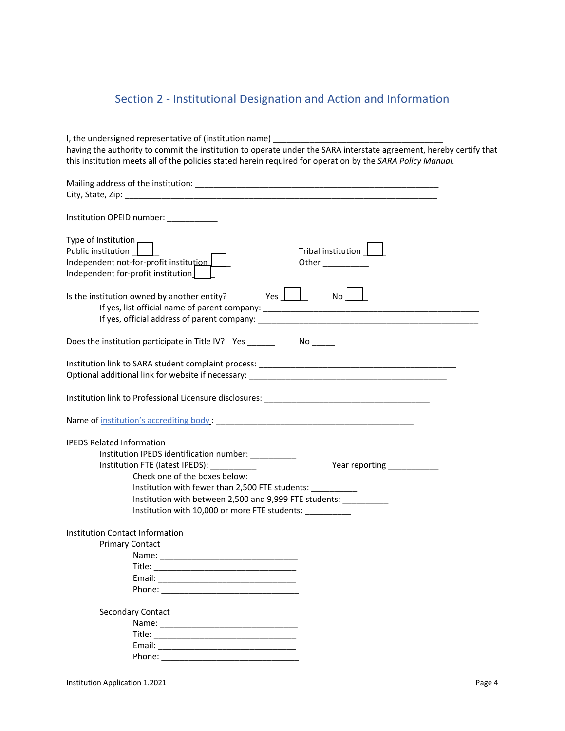## Section 2 - Institutional Designation and Action and Information

I, the undersigned representative of (institution name) ____________________________________
having the authority to commit the institution to operate under the SARA interstate agreement, hereby certify that this institution meets all of the policies stated herein required for operation by the *SARA Policy Manual.*

Mailing address of the institution: _______________________________________________________
City, State, Zip: __________________________________________________________________

Institution OPEID number: ___________

Type of Institution
Public institution ☐
Independent not-for-profit institution ☐
Independent for-profit institution ☐
Tribal institution ☐
Other __________

Is the institution owned by another entity? Yes ☐ No ☐
If yes, list official name of parent company: _______________________________________________
If yes, official address of parent company: _______________________________________________

Does the institution participate in Title IV? Yes ______ No _____

Institution link to SARA student complaint process: ____________________________________________
Optional additional link for website if necessary: ____________________________________________

Institution link to Professional Licensure disclosures: ____________________________________

Name of institution's accrediting body : ___________________________________________

IPEDS Related Information
Institution IPEDS identification number: __________
Institution FTE (latest IPEDS): __________ Year reporting ___________
Check one of the boxes below:
Institution with fewer than 2,500 FTE students: __________
Institution with between 2,500 and 9,999 FTE students: __________
Institution with 10,000 or more FTE students: __________

Institution Contact Information

Primary Contact
Name: ______________________________
Title: ______________________________
Email: ______________________________
Phone: ______________________________

Secondary Contact
Name: ______________________________
Title: ______________________________
Email: ______________________________
Phone: ______________________________

Institution Application 1.2021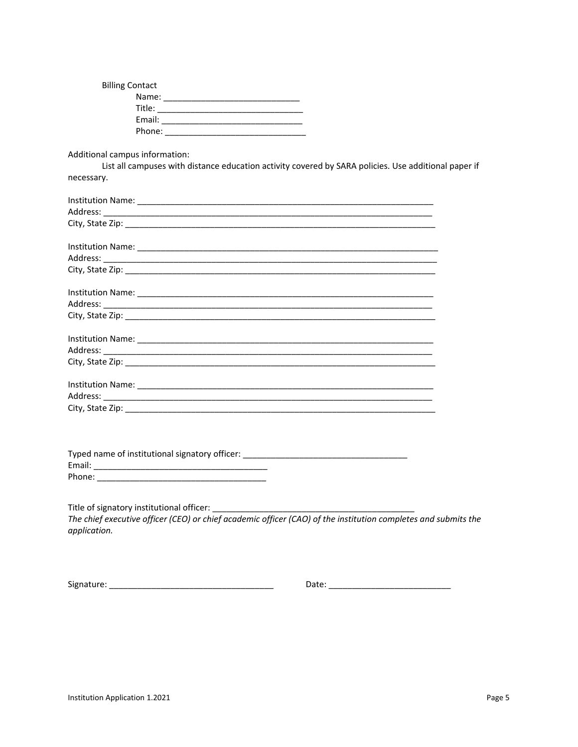Billing Contact

Name: _____________________________

Title: ______________________________

Email: _____________________________

Phone: _____________________________

Additional campus information:

List all campuses with distance education activity covered by SARA policies. Use additional paper if necessary.

Institution Name: _______________________________________________________________

Address: ______________________________________________________________________

City, State Zip: ________________________________________________________________

Institution Name: _______________________________________________________________

Address: ______________________________________________________________________

City, State Zip: ________________________________________________________________

Institution Name: _______________________________________________________________

Address: ______________________________________________________________________

City, State Zip: ________________________________________________________________

Institution Name: _______________________________________________________________

Address: ______________________________________________________________________

City, State Zip: ________________________________________________________________

Institution Name: _______________________________________________________________

Address: ______________________________________________________________________

City, State Zip: ________________________________________________________________

Typed name of institutional signatory officer: ___________________________________

Email: _____________________________________

Phone: _____________________________________

Title of signatory institutional officer: ___________________________________________

*The chief executive officer (CEO) or chief academic officer (CAO) of the institution completes and submits the application.*

Signature: __________________________________ Date: _________________________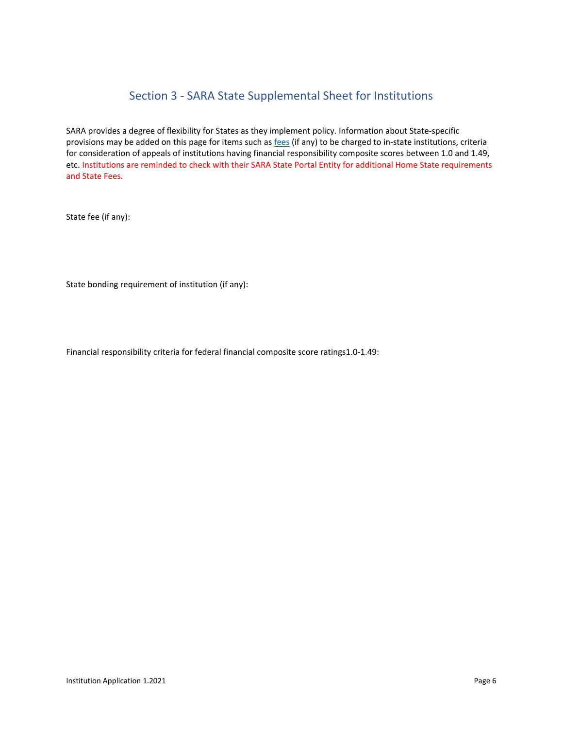## Section 3 - SARA State Supplemental Sheet for Institutions

SARA provides a degree of flexibility for States as they implement policy. Information about State-specific provisions may be added on this page for items such as fees (if any) to be charged to in-state institutions, criteria for consideration of appeals of institutions having financial responsibility composite scores between 1.0 and 1.49, etc. Institutions are reminded to check with their SARA State Portal Entity for additional Home State requirements and State Fees.

State fee (if any):

State bonding requirement of institution (if any):

Financial responsibility criteria for federal financial composite score ratings1.0-1.49: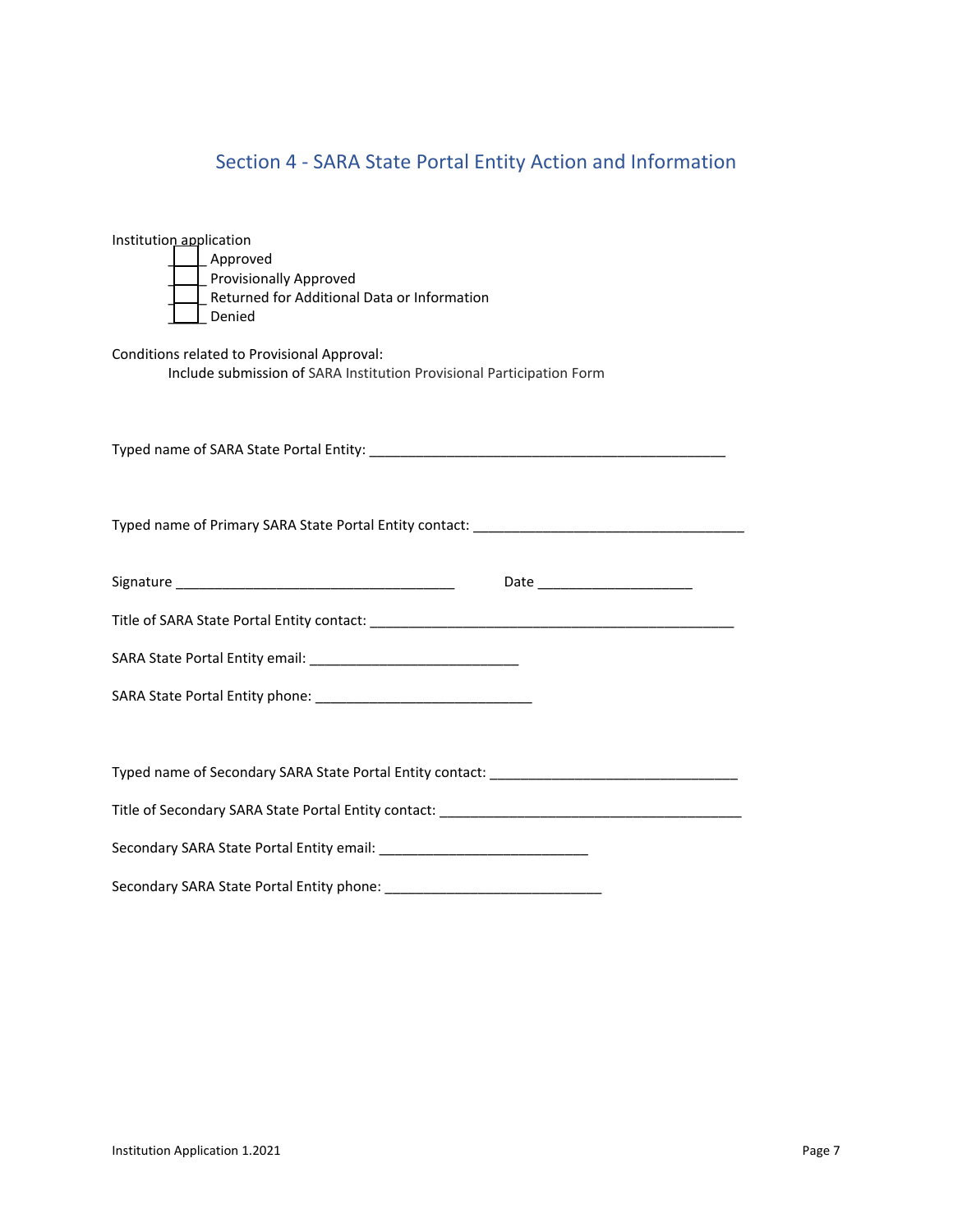## Section 4 - SARA State Portal Entity Action and Information

Institution application

- ☐ Approved
- ☐ Provisionally Approved
- ☐ Returned for Additional Data or Information
- ☐ Denied

Conditions related to Provisional Approval:

Include submission of SARA Institution Provisional Participation Form

Typed name of SARA State Portal Entity: ___________________________________________

Typed name of Primary SARA State Portal Entity contact: ________________________________

Signature ___________________________________ Date ____________________

Title of SARA State Portal Entity contact: ___________________________________________

SARA State Portal Entity email: ___________________________

SARA State Portal Entity phone: ____________________________

Typed name of Secondary SARA State Portal Entity contact: ________________________________

Title of Secondary SARA State Portal Entity contact: _______________________________________

Secondary SARA State Portal Entity email: ___________________________

Secondary SARA State Portal Entity phone: ____________________________

Institution Application 1.2021